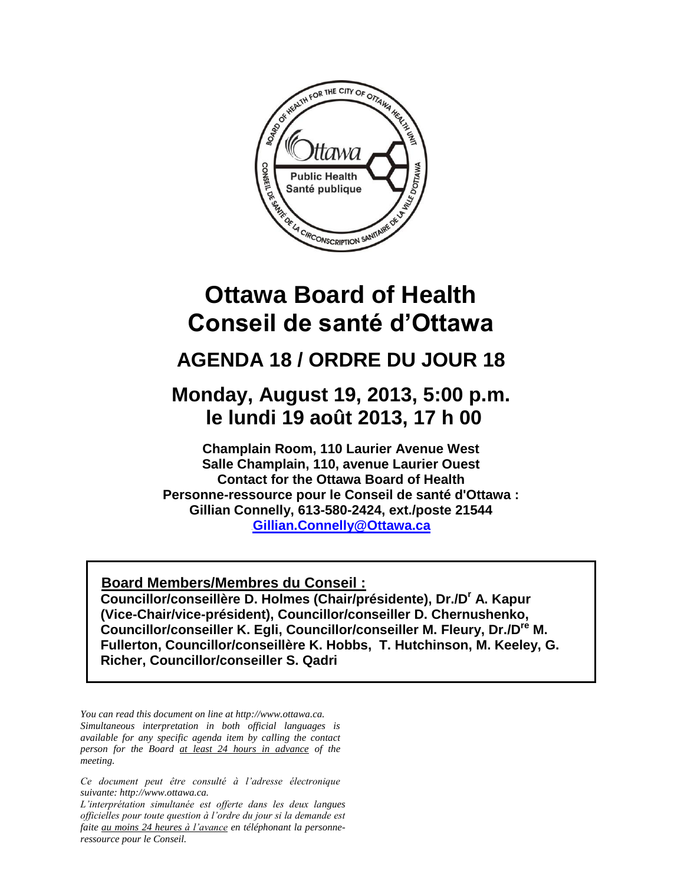# Ottawa Board of Health
# Conseil de santé d'Ottawa

## AGENDA 18 / ORDRE DU JOUR 18

## Monday, August 19, 2013, 5:00 p.m.
## le lundi 19 août 2013, 17 h 00

**Champlain Room, 110 Laurier Avenue West**
**Salle Champlain, 110, avenue Laurier Ouest**
**Contact for the Ottawa Board of Health**
**Personne-ressource pour le Conseil de santé d'Ottawa :**
**Gillian Connelly, 613-580-2424, ext./poste 21544**
**Gillian.Connelly@Ottawa.ca**

**Board Members/Membres du Conseil :**
**Councillor/conseillère D. Holmes (Chair/présidente), Dr./Dr A. Kapur (Vice-Chair/vice-président), Councillor/conseiller D. Chernushenko, Councillor/conseiller K. Egli, Councillor/conseiller M. Fleury, Dr./Dre M. Fullerton, Councillor/conseillère K. Hobbs, T. Hutchinson, M. Keeley, G. Richer, Councillor/conseiller S. Qadri**

*You can read this document on line at http://www.ottawa.ca. Simultaneous interpretation in both official languages is available for any specific agenda item by calling the contact person for the Board at least 24 hours in advance of the meeting.*

*Ce document peut être consulté à l'adresse électronique suivante: http://www.ottawa.ca. L'interprétation simultanée est offerte dans les deux langues officielles pour toute question à l'ordre du jour si la demande est faite au moins 24 heures à l'avance en téléphonant la personne-ressource pour le Conseil.*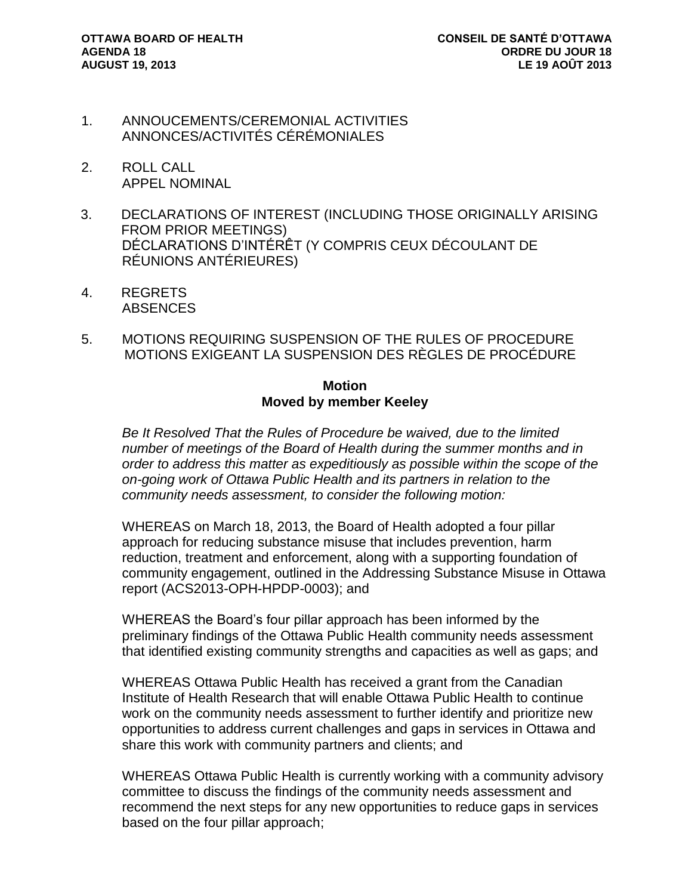1. ANNOUCEMENTS/CEREMONIAL ACTIVITIES
   ANNONCES/ACTIVITÉS CÉRÉMONIALES

2. ROLL CALL
   APPEL NOMINAL

3. DECLARATIONS OF INTEREST (INCLUDING THOSE ORIGINALLY ARISING FROM PRIOR MEETINGS)
   DÉCLARATIONS D'INTÉRÊT (Y COMPRIS CEUX DÉCOULANT DE RÉUNIONS ANTÉRIEURES)

4. REGRETS
   ABSENCES

5. MOTIONS REQUIRING SUSPENSION OF THE RULES OF PROCEDURE
   MOTIONS EXIGEANT LA SUSPENSION DES RÈGLES DE PROCÉDURE

**Motion**
**Moved by member Keeley**

*Be It Resolved That the Rules of Procedure be waived, due to the limited number of meetings of the Board of Health during the summer months and in order to address this matter as expeditiously as possible within the scope of the on-going work of Ottawa Public Health and its partners in relation to the community needs assessment, to consider the following motion:*

WHEREAS on March 18, 2013, the Board of Health adopted a four pillar approach for reducing substance misuse that includes prevention, harm reduction, treatment and enforcement, along with a supporting foundation of community engagement, outlined in the Addressing Substance Misuse in Ottawa report (ACS2013-OPH-HPDP-0003); and

WHEREAS the Board's four pillar approach has been informed by the preliminary findings of the Ottawa Public Health community needs assessment that identified existing community strengths and capacities as well as gaps; and

WHEREAS Ottawa Public Health has received a grant from the Canadian Institute of Health Research that will enable Ottawa Public Health to continue work on the community needs assessment to further identify and prioritize new opportunities to address current challenges and gaps in services in Ottawa and share this work with community partners and clients; and

WHEREAS Ottawa Public Health is currently working with a community advisory committee to discuss the findings of the community needs assessment and recommend the next steps for any new opportunities to reduce gaps in services based on the four pillar approach;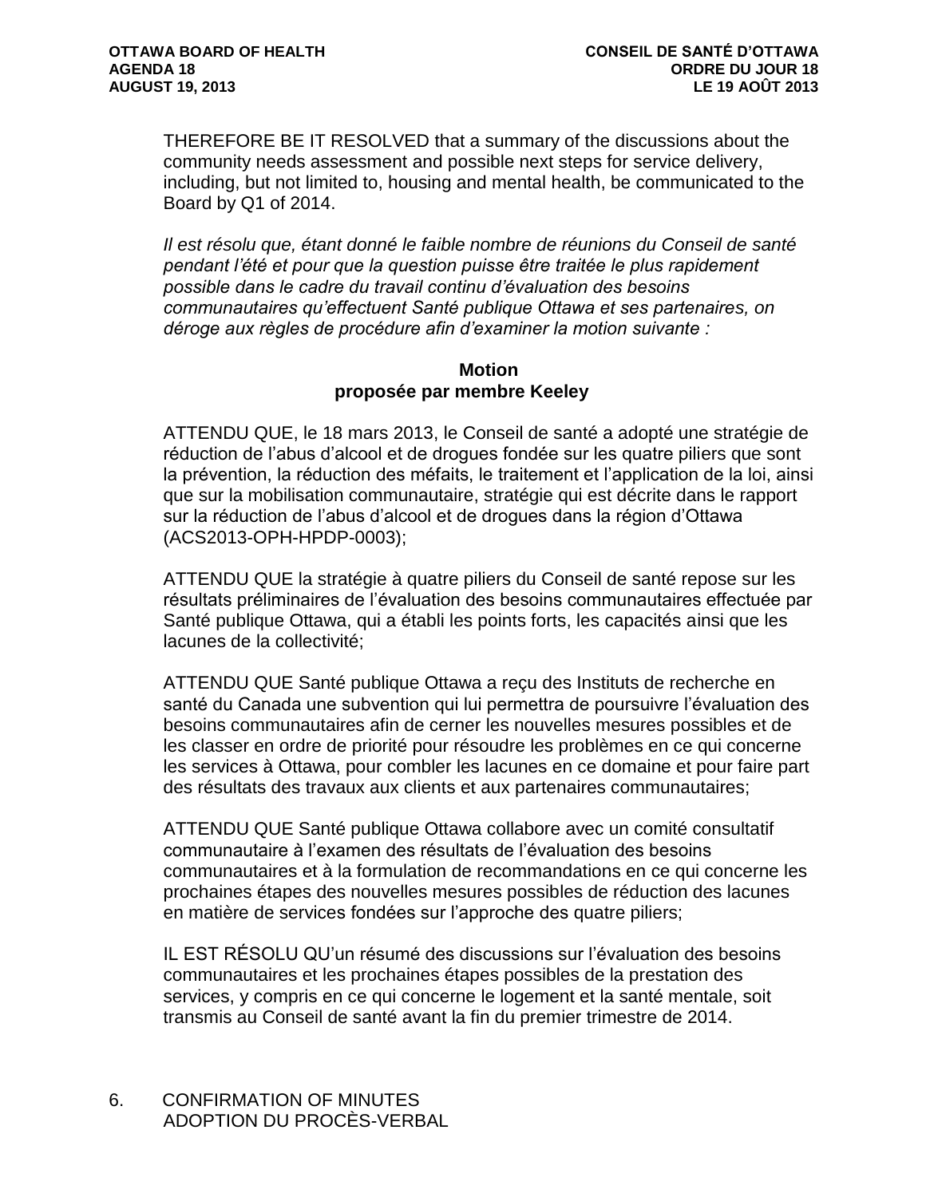THEREFORE BE IT RESOLVED that a summary of the discussions about the community needs assessment and possible next steps for service delivery, including, but not limited to, housing and mental health, be communicated to the Board by Q1 of 2014.

*Il est résolu que, étant donné le faible nombre de réunions du Conseil de santé pendant l'été et pour que la question puisse être traitée le plus rapidement possible dans le cadre du travail continu d'évaluation des besoins communautaires qu'effectuent Santé publique Ottawa et ses partenaires, on déroge aux règles de procédure afin d'examiner la motion suivante :*

**Motion**
**proposée par membre Keeley**

ATTENDU QUE, le 18 mars 2013, le Conseil de santé a adopté une stratégie de réduction de l'abus d'alcool et de drogues fondée sur les quatre piliers que sont la prévention, la réduction des méfaits, le traitement et l'application de la loi, ainsi que sur la mobilisation communautaire, stratégie qui est décrite dans le rapport sur la réduction de l'abus d'alcool et de drogues dans la région d'Ottawa (ACS2013-OPH-HPDP-0003);

ATTENDU QUE la stratégie à quatre piliers du Conseil de santé repose sur les résultats préliminaires de l'évaluation des besoins communautaires effectuée par Santé publique Ottawa, qui a établi les points forts, les capacités ainsi que les lacunes de la collectivité;

ATTENDU QUE Santé publique Ottawa a reçu des Instituts de recherche en santé du Canada une subvention qui lui permettra de poursuivre l'évaluation des besoins communautaires afin de cerner les nouvelles mesures possibles et de les classer en ordre de priorité pour résoudre les problèmes en ce qui concerne les services à Ottawa, pour combler les lacunes en ce domaine et pour faire part des résultats des travaux aux clients et aux partenaires communautaires;

ATTENDU QUE Santé publique Ottawa collabore avec un comité consultatif communautaire à l'examen des résultats de l'évaluation des besoins communautaires et à la formulation de recommandations en ce qui concerne les prochaines étapes des nouvelles mesures possibles de réduction des lacunes en matière de services fondées sur l'approche des quatre piliers;

IL EST RÉSOLU QU'un résumé des discussions sur l'évaluation des besoins communautaires et les prochaines étapes possibles de la prestation des services, y compris en ce qui concerne le logement et la santé mentale, soit transmis au Conseil de santé avant la fin du premier trimestre de 2014.

6. CONFIRMATION OF MINUTES
ADOPTION DU PROCÈS-VERBAL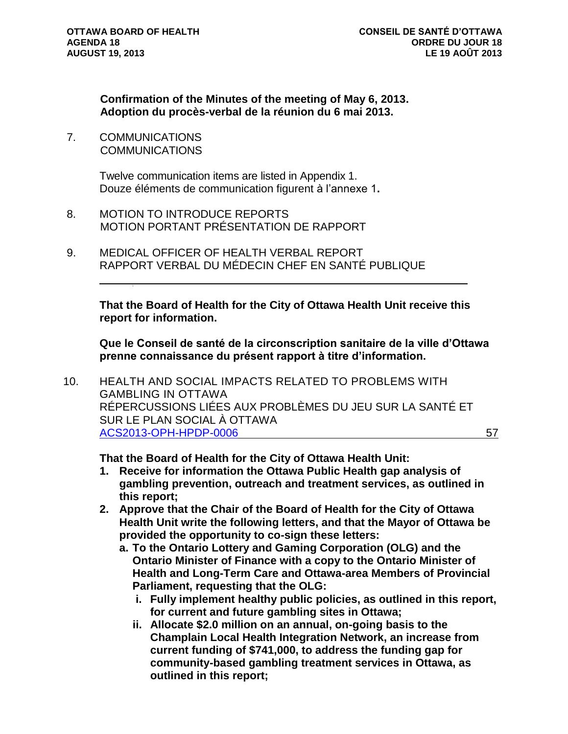**Confirmation of the Minutes of the meeting of May 6, 2013.**
**Adoption du procès-verbal de la réunion du 6 mai 2013.**

7. COMMUNICATIONS
   COMMUNICATIONS

   Twelve communication items are listed in Appendix 1.
   Douze éléments de communication figurent à l'annexe 1**.**

8. MOTION TO INTRODUCE REPORTS
   MOTION PORTANT PRÉSENTATION DE RAPPORT

9. MEDICAL OFFICER OF HEALTH VERBAL REPORT
   RAPPORT VERBAL DU MÉDECIN CHEF EN SANTÉ PUBLIQUE

---

**That the Board of Health for the City of Ottawa Health Unit receive this report for information.**

**Que le Conseil de santé de la circonscription sanitaire de la ville d'Ottawa prenne connaissance du présent rapport à titre d'information.**

10. HEALTH AND SOCIAL IMPACTS RELATED TO PROBLEMS WITH GAMBLING IN OTTAWA
    RÉPERCUSSIONS LIÉES AUX PROBLÈMES DU JEU SUR LA SANTÉ ET SUR LE PLAN SOCIAL À OTTAWA
    ACS2013-OPH-HPDP-0006 57

**That the Board of Health for the City of Ottawa Health Unit:**

1. **Receive for information the Ottawa Public Health gap analysis of gambling prevention, outreach and treatment services, as outlined in this report;**
2. **Approve that the Chair of the Board of Health for the City of Ottawa Health Unit write the following letters, and that the Mayor of Ottawa be provided the opportunity to co-sign these letters:**
   a. **To the Ontario Lottery and Gaming Corporation (OLG) and the Ontario Minister of Finance with a copy to the Ontario Minister of Health and Long-Term Care and Ottawa-area Members of Provincial Parliament, requesting that the OLG:**
      i. **Fully implement healthy public policies, as outlined in this report, for current and future gambling sites in Ottawa;**
      ii. **Allocate $2.0 million on an annual, on-going basis to the Champlain Local Health Integration Network, an increase from current funding of $741,000, to address the funding gap for community-based gambling treatment services in Ottawa, as outlined in this report;**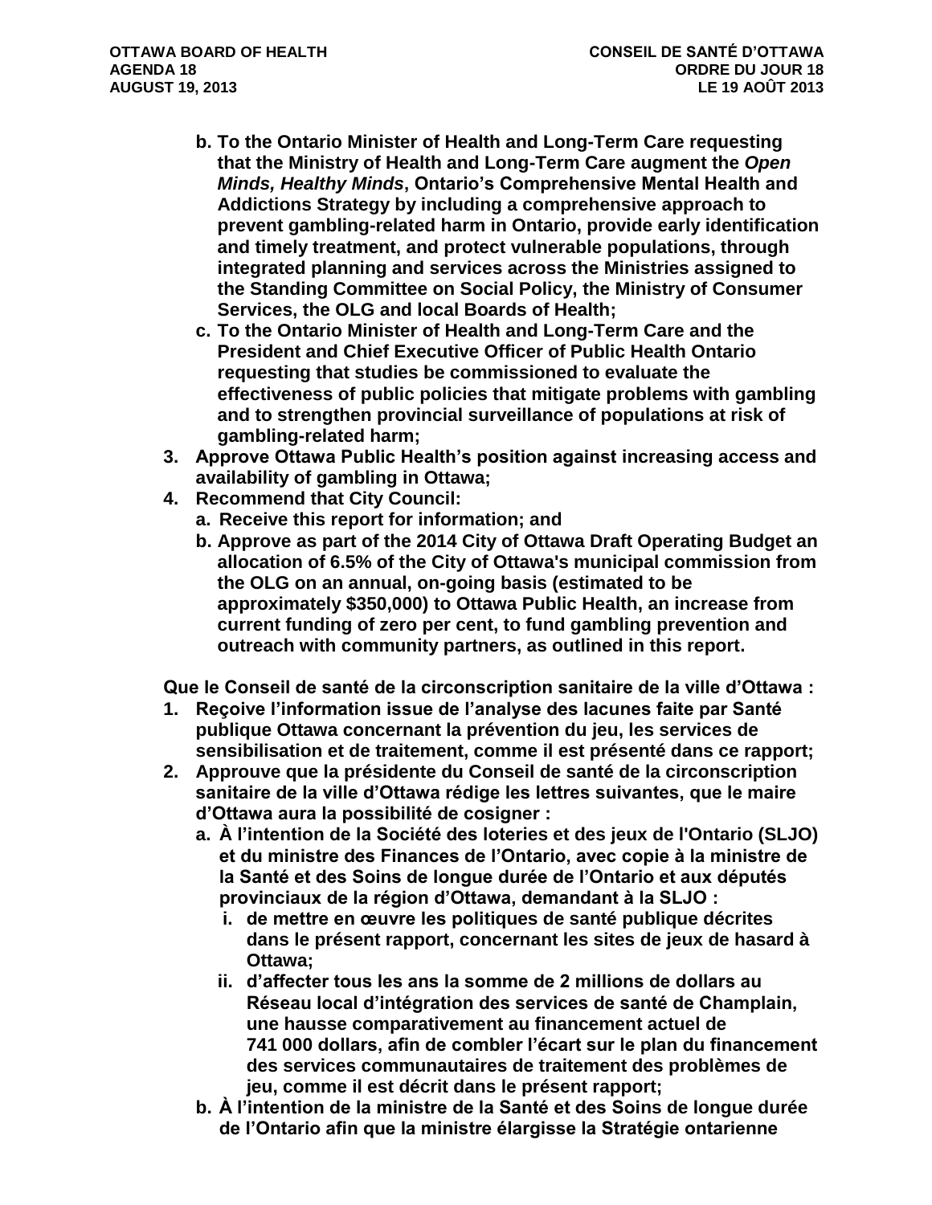**b. To the Ontario Minister of Health and Long-Term Care requesting that the Ministry of Health and Long-Term Care augment the *Open Minds, Healthy Minds*, Ontario's Comprehensive Mental Health and Addictions Strategy by including a comprehensive approach to prevent gambling-related harm in Ontario, provide early identification and timely treatment, and protect vulnerable populations, through integrated planning and services across the Ministries assigned to the Standing Committee on Social Policy, the Ministry of Consumer Services, the OLG and local Boards of Health;**

**c. To the Ontario Minister of Health and Long-Term Care and the President and Chief Executive Officer of Public Health Ontario requesting that studies be commissioned to evaluate the effectiveness of public policies that mitigate problems with gambling and to strengthen provincial surveillance of populations at risk of gambling-related harm;**

**3. Approve Ottawa Public Health's position against increasing access and availability of gambling in Ottawa;**

**4. Recommend that City Council:**

**a. Receive this report for information; and**

**b. Approve as part of the 2014 City of Ottawa Draft Operating Budget an allocation of 6.5% of the City of Ottawa's municipal commission from the OLG on an annual, on-going basis (estimated to be approximately $350,000) to Ottawa Public Health, an increase from current funding of zero per cent, to fund gambling prevention and outreach with community partners, as outlined in this report.**

**Que le Conseil de santé de la circonscription sanitaire de la ville d'Ottawa :**

**1. Reçoive l'information issue de l'analyse des lacunes faite par Santé publique Ottawa concernant la prévention du jeu, les services de sensibilisation et de traitement, comme il est présenté dans ce rapport;**

**2. Approuve que la présidente du Conseil de santé de la circonscription sanitaire de la ville d'Ottawa rédige les lettres suivantes, que le maire d'Ottawa aura la possibilité de cosigner :**

**a. À l'intention de la Société des loteries et des jeux de l'Ontario (SLJO) et du ministre des Finances de l'Ontario, avec copie à la ministre de la Santé et des Soins de longue durée de l'Ontario et aux députés provinciaux de la région d'Ottawa, demandant à la SLJO :**

**i. de mettre en œuvre les politiques de santé publique décrites dans le présent rapport, concernant les sites de jeux de hasard à Ottawa;**

**ii. d'affecter tous les ans la somme de 2 millions de dollars au Réseau local d'intégration des services de santé de Champlain, une hausse comparativement au financement actuel de 741 000 dollars, afin de combler l'écart sur le plan du financement des services communautaires de traitement des problèmes de jeu, comme il est décrit dans le présent rapport;**

**b. À l'intention de la ministre de la Santé et des Soins de longue durée de l'Ontario afin que la ministre élargisse la Stratégie ontarienne**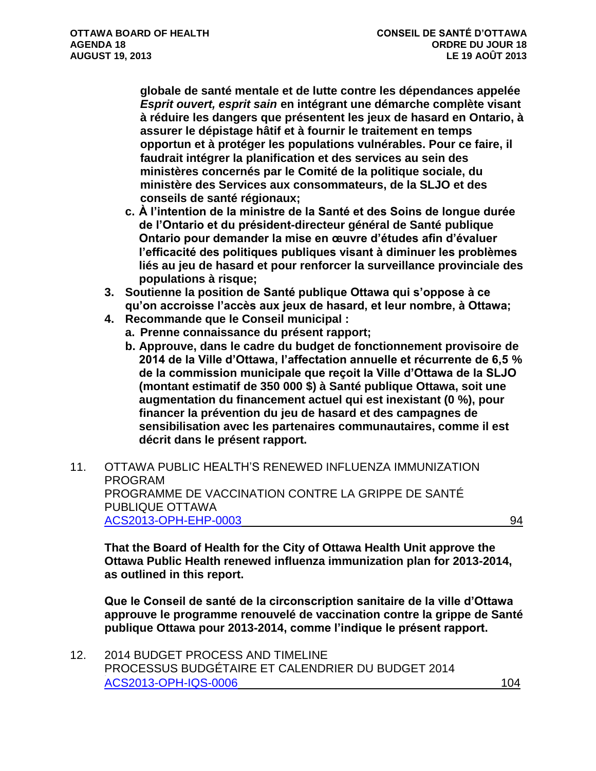**globale de santé mentale et de lutte contre les dépendances appelée *Esprit ouvert, esprit sain* en intégrant une démarche complète visant à réduire les dangers que présentent les jeux de hasard en Ontario, à assurer le dépistage hâtif et à fournir le traitement en temps opportun et à protéger les populations vulnérables. Pour ce faire, il faudrait intégrer la planification et des services au sein des ministères concernés par le Comité de la politique sociale, du ministère des Services aux consommateurs, de la SLJO et des conseils de santé régionaux;**

**c. À l'intention de la ministre de la Santé et des Soins de longue durée de l'Ontario et du président-directeur général de Santé publique Ontario pour demander la mise en œuvre d'études afin d'évaluer l'efficacité des politiques publiques visant à diminuer les problèmes liés au jeu de hasard et pour renforcer la surveillance provinciale des populations à risque;**

**3. Soutienne la position de Santé publique Ottawa qui s'oppose à ce qu'on accroisse l'accès aux jeux de hasard, et leur nombre, à Ottawa;**

**4. Recommande que le Conseil municipal :**

**a. Prenne connaissance du présent rapport;**

**b. Approuve, dans le cadre du budget de fonctionnement provisoire de 2014 de la Ville d'Ottawa, l'affectation annuelle et récurrente de 6,5 % de la commission municipale que reçoit la Ville d'Ottawa de la SLJO (montant estimatif de 350 000 $) à Santé publique Ottawa, soit une augmentation du financement actuel qui est inexistant (0 %), pour financer la prévention du jeu de hasard et des campagnes de sensibilisation avec les partenaires communautaires, comme il est décrit dans le présent rapport.**

11. OTTAWA PUBLIC HEALTH'S RENEWED INFLUENZA IMMUNIZATION PROGRAM
PROGRAMME DE VACCINATION CONTRE LA GRIPPE DE SANTÉ PUBLIQUE OTTAWA
ACS2013-OPH-EHP-0003 94

**That the Board of Health for the City of Ottawa Health Unit approve the Ottawa Public Health renewed influenza immunization plan for 2013-2014, as outlined in this report.**

**Que le Conseil de santé de la circonscription sanitaire de la ville d'Ottawa approuve le programme renouvelé de vaccination contre la grippe de Santé publique Ottawa pour 2013-2014, comme l'indique le présent rapport.**

12. 2014 BUDGET PROCESS AND TIMELINE
PROCESSUS BUDGÉTAIRE ET CALENDRIER DU BUDGET 2014
ACS2013-OPH-IQS-0006 104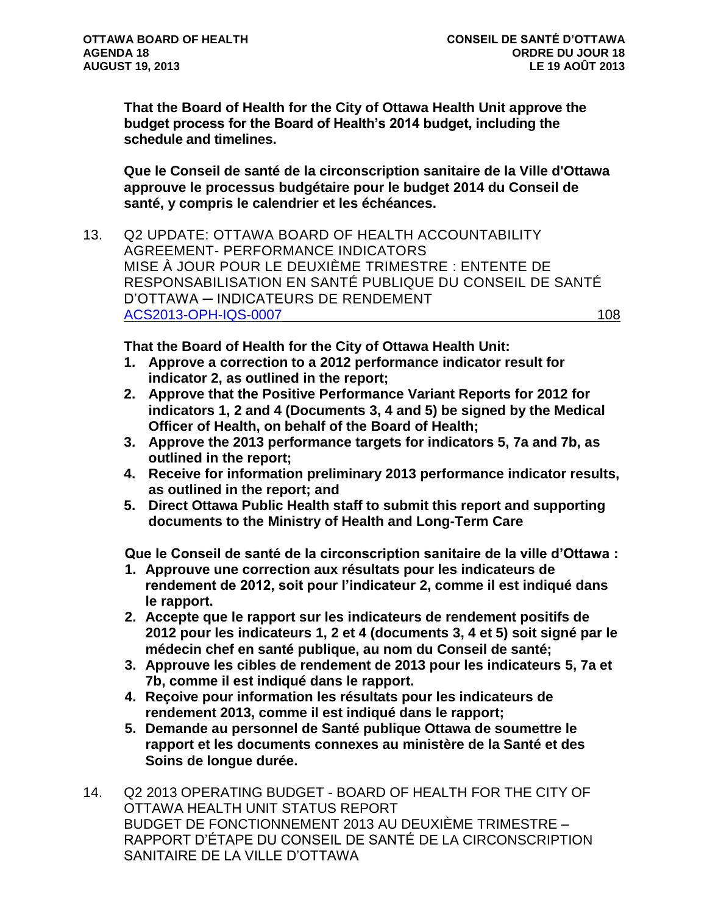**That the Board of Health for the City of Ottawa Health Unit approve the budget process for the Board of Health's 2014 budget, including the schedule and timelines.**

**Que le Conseil de santé de la circonscription sanitaire de la Ville d'Ottawa approuve le processus budgétaire pour le budget 2014 du Conseil de santé, y compris le calendrier et les échéances.**

13. Q2 UPDATE: OTTAWA BOARD OF HEALTH ACCOUNTABILITY AGREEMENT- PERFORMANCE INDICATORS
MISE À JOUR POUR LE DEUXIÈME TRIMESTRE : ENTENTE DE RESPONSABILISATION EN SANTÉ PUBLIQUE DU CONSEIL DE SANTÉ D'OTTAWA – INDICATEURS DE RENDEMENT
ACS2013-OPH-IQS-0007 108

**That the Board of Health for the City of Ottawa Health Unit:**

1. **Approve a correction to a 2012 performance indicator result for indicator 2, as outlined in the report;**
2. **Approve that the Positive Performance Variant Reports for 2012 for indicators 1, 2 and 4 (Documents 3, 4 and 5) be signed by the Medical Officer of Health, on behalf of the Board of Health;**
3. **Approve the 2013 performance targets for indicators 5, 7a and 7b, as outlined in the report;**
4. **Receive for information preliminary 2013 performance indicator results, as outlined in the report; and**
5. **Direct Ottawa Public Health staff to submit this report and supporting documents to the Ministry of Health and Long-Term Care**

**Que le Conseil de santé de la circonscription sanitaire de la ville d'Ottawa :**

1. **Approuve une correction aux résultats pour les indicateurs de rendement de 2012, soit pour l'indicateur 2, comme il est indiqué dans le rapport.**
2. **Accepte que le rapport sur les indicateurs de rendement positifs de 2012 pour les indicateurs 1, 2 et 4 (documents 3, 4 et 5) soit signé par le médecin chef en santé publique, au nom du Conseil de santé;**
3. **Approuve les cibles de rendement de 2013 pour les indicateurs 5, 7a et 7b, comme il est indiqué dans le rapport.**
4. **Reçoive pour information les résultats pour les indicateurs de rendement 2013, comme il est indiqué dans le rapport;**
5. **Demande au personnel de Santé publique Ottawa de soumettre le rapport et les documents connexes au ministère de la Santé et des Soins de longue durée.**

14. Q2 2013 OPERATING BUDGET - BOARD OF HEALTH FOR THE CITY OF OTTAWA HEALTH UNIT STATUS REPORT
BUDGET DE FONCTIONNEMENT 2013 AU DEUXIÈME TRIMESTRE – RAPPORT D'ÉTAPE DU CONSEIL DE SANTÉ DE LA CIRCONSCRIPTION SANITAIRE DE LA VILLE D'OTTAWA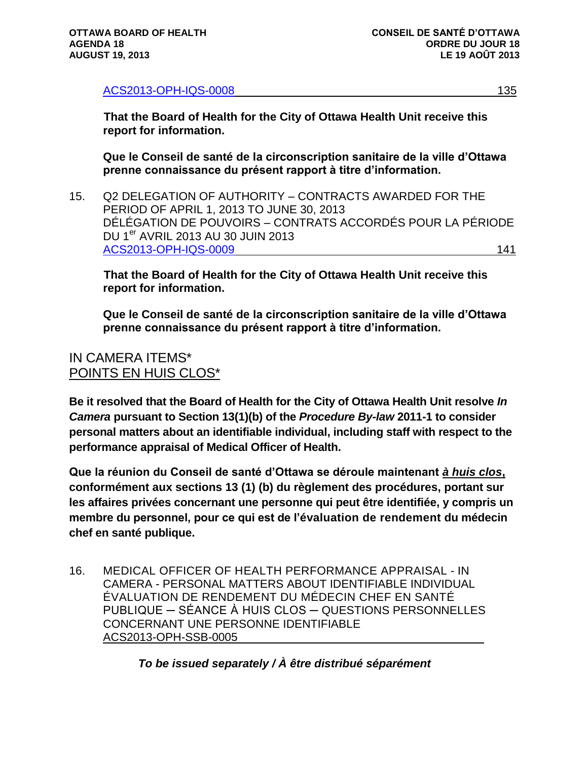ACS2013-OPH-IQS-0008 135

**That the Board of Health for the City of Ottawa Health Unit receive this report for information.**

**Que le Conseil de santé de la circonscription sanitaire de la ville d'Ottawa prenne connaissance du présent rapport à titre d'information.**

15. Q2 DELEGATION OF AUTHORITY – CONTRACTS AWARDED FOR THE PERIOD OF APRIL 1, 2013 TO JUNE 30, 2013
DÉLÉGATION DE POUVOIRS – CONTRATS ACCORDÉS POUR LA PÉRIODE DU 1er AVRIL 2013 AU 30 JUIN 2013
ACS2013-OPH-IQS-0009 141

**That the Board of Health for the City of Ottawa Health Unit receive this report for information.**

**Que le Conseil de santé de la circonscription sanitaire de la ville d'Ottawa prenne connaissance du présent rapport à titre d'information.**

## IN CAMERA ITEMS*
## POINTS EN HUIS CLOS*

**Be it resolved that the Board of Health for the City of Ottawa Health Unit resolve *In Camera* pursuant to Section 13(1)(b) of the *Procedure By-law* 2011-1 to consider personal matters about an identifiable individual, including staff with respect to the performance appraisal of Medical Officer of Health.**

**Que la réunion du Conseil de santé d'Ottawa se déroule maintenant *à huis clos*, conformément aux sections 13 (1) (b) du règlement des procédures, portant sur les affaires privées concernant une personne qui peut être identifiée, y compris un membre du personnel, pour ce qui est de l'évaluation de rendement du médecin chef en santé publique.**

16. MEDICAL OFFICER OF HEALTH PERFORMANCE APPRAISAL - IN CAMERA - PERSONAL MATTERS ABOUT IDENTIFIABLE INDIVIDUAL
ÉVALUATION DE RENDEMENT DU MÉDECIN CHEF EN SANTÉ PUBLIQUE ─ SÉANCE À HUIS CLOS ─ QUESTIONS PERSONNELLES CONCERNANT UNE PERSONNE IDENTIFIABLE
ACS2013-OPH-SSB-0005

***To be issued separately / À être distribué séparément***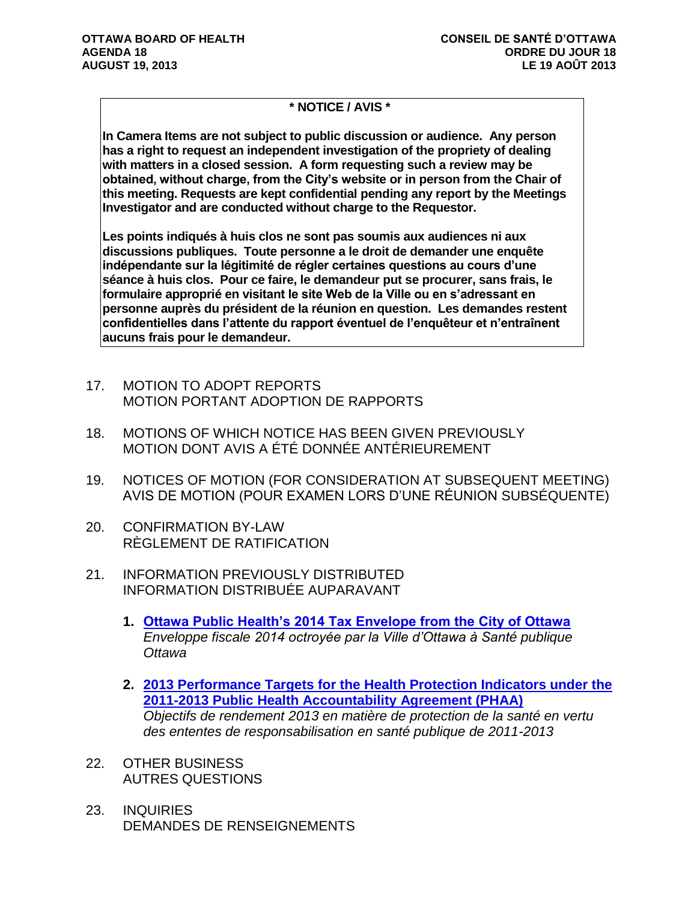**\* NOTICE / AVIS \***

**In Camera Items are not subject to public discussion or audience. Any person has a right to request an independent investigation of the propriety of dealing with matters in a closed session. A form requesting such a review may be obtained, without charge, from the City's website or in person from the Chair of this meeting. Requests are kept confidential pending any report by the Meetings Investigator and are conducted without charge to the Requestor.**

**Les points indiqués à huis clos ne sont pas soumis aux audiences ni aux discussions publiques. Toute personne a le droit de demander une enquête indépendante sur la légitimité de régler certaines questions au cours d'une séance à huis clos. Pour ce faire, le demandeur put se procurer, sans frais, le formulaire approprié en visitant le site Web de la Ville ou en s'adressant en personne auprès du président de la réunion en question. Les demandes restent confidentielles dans l'attente du rapport éventuel de l'enquêteur et n'entraînent aucuns frais pour le demandeur.**

17. MOTION TO ADOPT REPORTS
    MOTION PORTANT ADOPTION DE RAPPORTS

18. MOTIONS OF WHICH NOTICE HAS BEEN GIVEN PREVIOUSLY
    MOTION DONT AVIS A ÉTÉ DONNÉE ANTÉRIEUREMENT

19. NOTICES OF MOTION (FOR CONSIDERATION AT SUBSEQUENT MEETING)
    AVIS DE MOTION (POUR EXAMEN LORS D'UNE RÉUNION SUBSÉQUENTE)

20. CONFIRMATION BY-LAW
    RÈGLEMENT DE RATIFICATION

21. INFORMATION PREVIOUSLY DISTRIBUTED
    INFORMATION DISTRIBUÉE AUPARAVANT

    1. **Ottawa Public Health's 2014 Tax Envelope from the City of Ottawa**
       *Enveloppe fiscale 2014 octroyée par la Ville d'Ottawa à Santé publique Ottawa*

    2. **2013 Performance Targets for the Health Protection Indicators under the 2011-2013 Public Health Accountability Agreement (PHAA)**
       *Objectifs de rendement 2013 en matière de protection de la santé en vertu des ententes de responsabilisation en santé publique de 2011-2013*

22. OTHER BUSINESS
    AUTRES QUESTIONS

23. INQUIRIES
    DEMANDES DE RENSEIGNEMENTS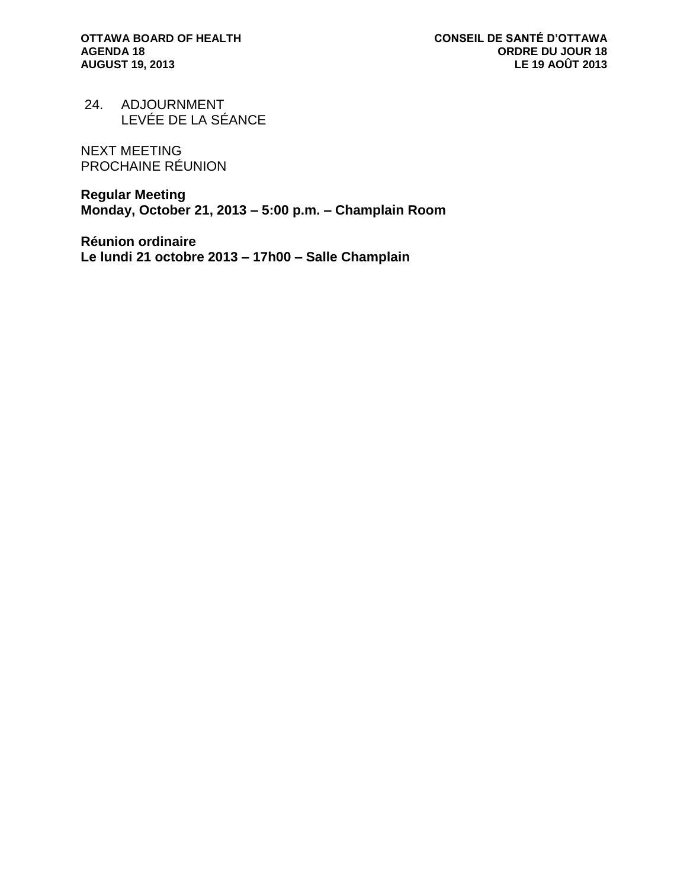24. ADJOURNMENT
    LEVÉE DE LA SÉANCE

NEXT MEETING
PROCHAINE RÉUNION

**Regular Meeting**
**Monday, October 21, 2013 – 5:00 p.m. – Champlain Room**

**Réunion ordinaire**
**Le lundi 21 octobre 2013 – 17h00 – Salle Champlain**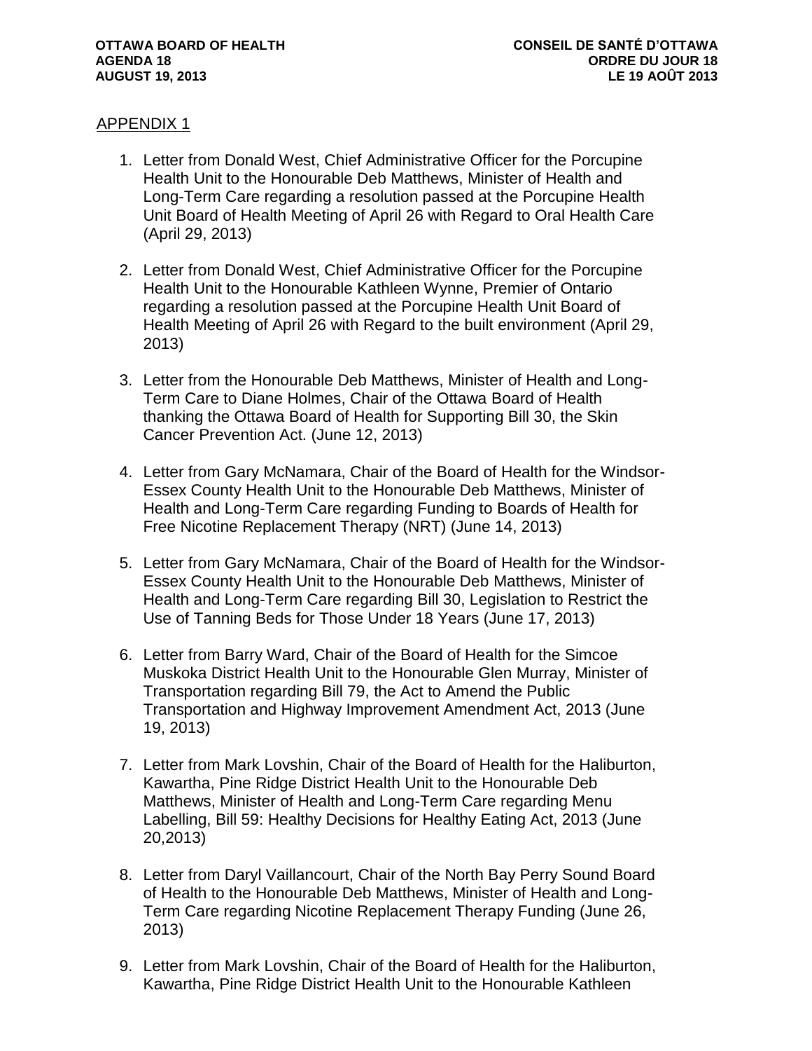APPENDIX 1

1. Letter from Donald West, Chief Administrative Officer for the Porcupine Health Unit to the Honourable Deb Matthews, Minister of Health and Long-Term Care regarding a resolution passed at the Porcupine Health Unit Board of Health Meeting of April 26 with Regard to Oral Health Care (April 29, 2013)

2. Letter from Donald West, Chief Administrative Officer for the Porcupine Health Unit to the Honourable Kathleen Wynne, Premier of Ontario regarding a resolution passed at the Porcupine Health Unit Board of Health Meeting of April 26 with Regard to the built environment (April 29, 2013)

3. Letter from the Honourable Deb Matthews, Minister of Health and Long-Term Care to Diane Holmes, Chair of the Ottawa Board of Health thanking the Ottawa Board of Health for Supporting Bill 30, the Skin Cancer Prevention Act. (June 12, 2013)

4. Letter from Gary McNamara, Chair of the Board of Health for the Windsor-Essex County Health Unit to the Honourable Deb Matthews, Minister of Health and Long-Term Care regarding Funding to Boards of Health for Free Nicotine Replacement Therapy (NRT) (June 14, 2013)

5. Letter from Gary McNamara, Chair of the Board of Health for the Windsor-Essex County Health Unit to the Honourable Deb Matthews, Minister of Health and Long-Term Care regarding Bill 30, Legislation to Restrict the Use of Tanning Beds for Those Under 18 Years (June 17, 2013)

6. Letter from Barry Ward, Chair of the Board of Health for the Simcoe Muskoka District Health Unit to the Honourable Glen Murray, Minister of Transportation regarding Bill 79, the Act to Amend the Public Transportation and Highway Improvement Amendment Act, 2013 (June 19, 2013)

7. Letter from Mark Lovshin, Chair of the Board of Health for the Haliburton, Kawartha, Pine Ridge District Health Unit to the Honourable Deb Matthews, Minister of Health and Long-Term Care regarding Menu Labelling, Bill 59: Healthy Decisions for Healthy Eating Act, 2013 (June 20,2013)

8. Letter from Daryl Vaillancourt, Chair of the North Bay Perry Sound Board of Health to the Honourable Deb Matthews, Minister of Health and Long-Term Care regarding Nicotine Replacement Therapy Funding (June 26, 2013)

9. Letter from Mark Lovshin, Chair of the Board of Health for the Haliburton, Kawartha, Pine Ridge District Health Unit to the Honourable Kathleen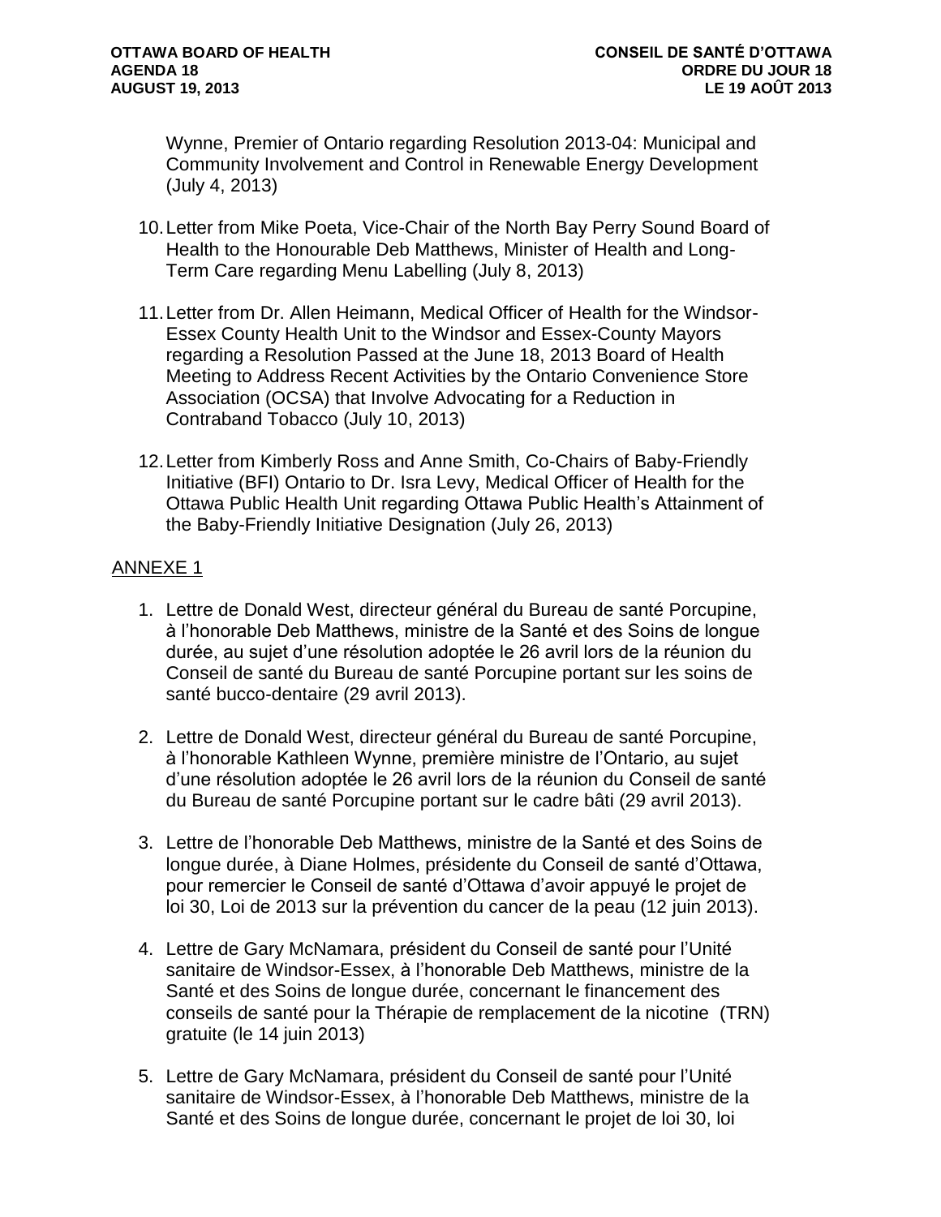Wynne, Premier of Ontario regarding Resolution 2013-04: Municipal and Community Involvement and Control in Renewable Energy Development (July 4, 2013)

10. Letter from Mike Poeta, Vice-Chair of the North Bay Perry Sound Board of Health to the Honourable Deb Matthews, Minister of Health and Long-Term Care regarding Menu Labelling (July 8, 2013)

11. Letter from Dr. Allen Heimann, Medical Officer of Health for the Windsor-Essex County Health Unit to the Windsor and Essex-County Mayors regarding a Resolution Passed at the June 18, 2013 Board of Health Meeting to Address Recent Activities by the Ontario Convenience Store Association (OCSA) that Involve Advocating for a Reduction in Contraband Tobacco (July 10, 2013)

12. Letter from Kimberly Ross and Anne Smith, Co-Chairs of Baby-Friendly Initiative (BFI) Ontario to Dr. Isra Levy, Medical Officer of Health for the Ottawa Public Health Unit regarding Ottawa Public Health's Attainment of the Baby-Friendly Initiative Designation (July 26, 2013)

## ANNEXE 1

1. Lettre de Donald West, directeur général du Bureau de santé Porcupine, à l'honorable Deb Matthews, ministre de la Santé et des Soins de longue durée, au sujet d'une résolution adoptée le 26 avril lors de la réunion du Conseil de santé du Bureau de santé Porcupine portant sur les soins de santé bucco-dentaire (29 avril 2013).

2. Lettre de Donald West, directeur général du Bureau de santé Porcupine, à l'honorable Kathleen Wynne, première ministre de l'Ontario, au sujet d'une résolution adoptée le 26 avril lors de la réunion du Conseil de santé du Bureau de santé Porcupine portant sur le cadre bâti (29 avril 2013).

3. Lettre de l'honorable Deb Matthews, ministre de la Santé et des Soins de longue durée, à Diane Holmes, présidente du Conseil de santé d'Ottawa, pour remercier le Conseil de santé d'Ottawa d'avoir appuyé le projet de loi 30, Loi de 2013 sur la prévention du cancer de la peau (12 juin 2013).

4. Lettre de Gary McNamara, président du Conseil de santé pour l'Unité sanitaire de Windsor-Essex, à l'honorable Deb Matthews, ministre de la Santé et des Soins de longue durée, concernant le financement des conseils de santé pour la Thérapie de remplacement de la nicotine (TRN) gratuite (le 14 juin 2013)

5. Lettre de Gary McNamara, président du Conseil de santé pour l'Unité sanitaire de Windsor-Essex, à l'honorable Deb Matthews, ministre de la Santé et des Soins de longue durée, concernant le projet de loi 30, loi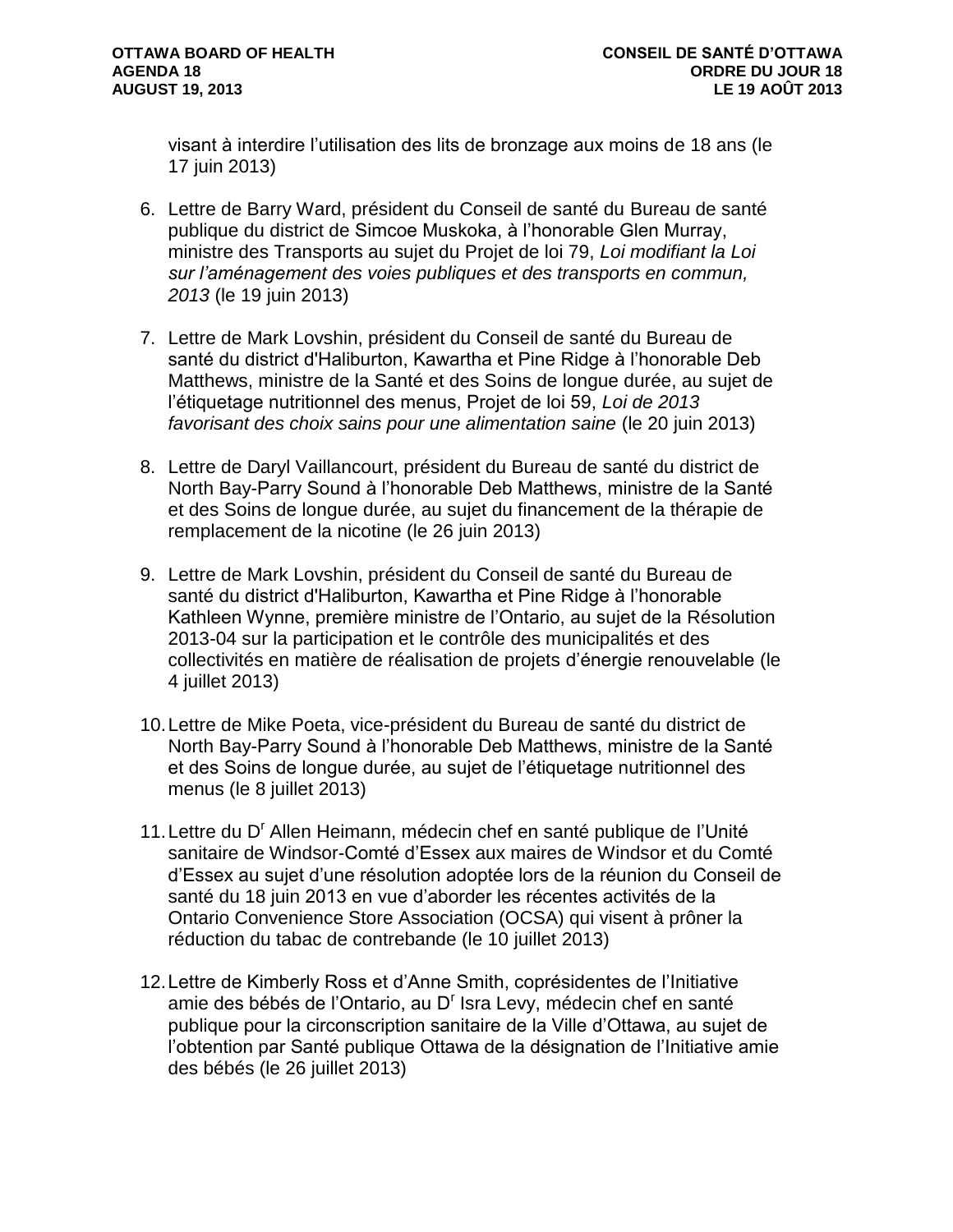visant à interdire l'utilisation des lits de bronzage aux moins de 18 ans (le 17 juin 2013)

6. Lettre de Barry Ward, président du Conseil de santé du Bureau de santé publique du district de Simcoe Muskoka, à l'honorable Glen Murray, ministre des Transports au sujet du Projet de loi 79, *Loi modifiant la Loi sur l'aménagement des voies publiques et des transports en commun, 2013* (le 19 juin 2013)

7. Lettre de Mark Lovshin, président du Conseil de santé du Bureau de santé du district d'Haliburton, Kawartha et Pine Ridge à l'honorable Deb Matthews, ministre de la Santé et des Soins de longue durée, au sujet de l'étiquetage nutritionnel des menus, Projet de loi 59, *Loi de 2013 favorisant des choix sains pour une alimentation saine* (le 20 juin 2013)

8. Lettre de Daryl Vaillancourt, président du Bureau de santé du district de North Bay-Parry Sound à l'honorable Deb Matthews, ministre de la Santé et des Soins de longue durée, au sujet du financement de la thérapie de remplacement de la nicotine (le 26 juin 2013)

9. Lettre de Mark Lovshin, président du Conseil de santé du Bureau de santé du district d'Haliburton, Kawartha et Pine Ridge à l'honorable Kathleen Wynne, première ministre de l'Ontario, au sujet de la Résolution 2013-04 sur la participation et le contrôle des municipalités et des collectivités en matière de réalisation de projets d'énergie renouvelable (le 4 juillet 2013)

10. Lettre de Mike Poeta, vice-président du Bureau de santé du district de North Bay-Parry Sound à l'honorable Deb Matthews, ministre de la Santé et des Soins de longue durée, au sujet de l'étiquetage nutritionnel des menus (le 8 juillet 2013)

11. Lettre du Dr Allen Heimann, médecin chef en santé publique de l'Unité sanitaire de Windsor-Comté d'Essex aux maires de Windsor et du Comté d'Essex au sujet d'une résolution adoptée lors de la réunion du Conseil de santé du 18 juin 2013 en vue d'aborder les récentes activités de la Ontario Convenience Store Association (OCSA) qui visent à prôner la réduction du tabac de contrebande (le 10 juillet 2013)

12. Lettre de Kimberly Ross et d'Anne Smith, coprésidentes de l'Initiative amie des bébés de l'Ontario, au Dr Isra Levy, médecin chef en santé publique pour la circonscription sanitaire de la Ville d'Ottawa, au sujet de l'obtention par Santé publique Ottawa de la désignation de l'Initiative amie des bébés (le 26 juillet 2013)